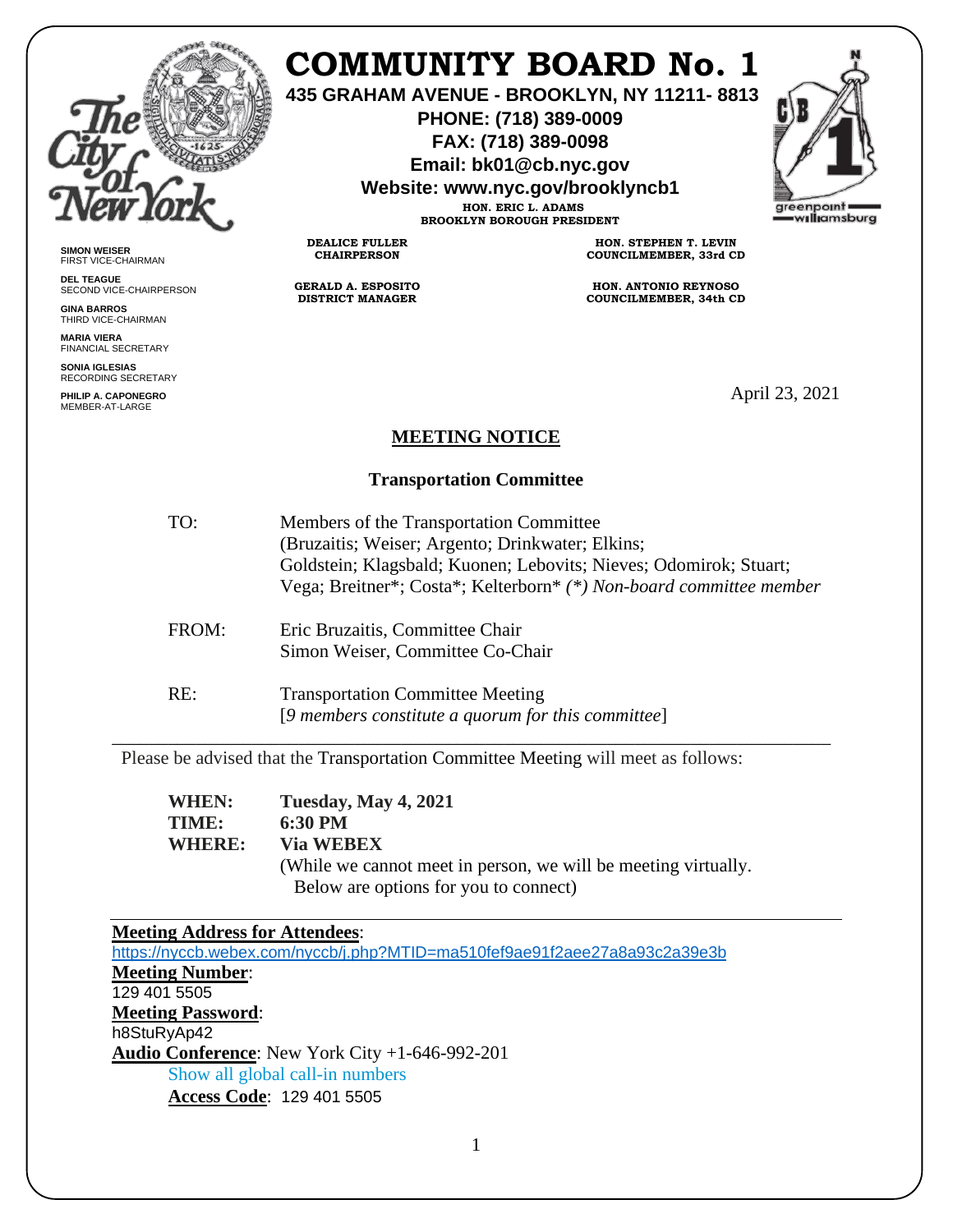# COMMUNITY BOARD No. 1

**435 GRAHAM AVENUE - BROOKLYN, NY 11211- 8813**
**PHONE: (718) 389-0009**
**FAX: (718) 389-0098**
**Email: bk01@cb.nyc.gov**
**Website: www.nyc.gov/brooklyncb1**

**HON. ERIC L. ADAMS**
**BROOKLYN BOROUGH PRESIDENT**

**DEALICE FULLER**
**CHAIRPERSON**

**GERALD A. ESPOSITO**
**DISTRICT MANAGER**

**HON. STEPHEN T. LEVIN**
**COUNCILMEMBER, 33rd CD**

**HON. ANTONIO REYNOSO**
**COUNCILMEMBER, 34th CD**

**SIMON WEISER**
FIRST VICE-CHAIRMAN

**DEL TEAGUE**
SECOND VICE-CHAIRPERSON

**GINA BARROS**
THIRD VICE-CHAIRMAN

**MARIA VIERA**
FINANCIAL SECRETARY

**SONIA IGLESIAS**
RECORDING SECRETARY

**PHILIP A. CAPONEGRO**
MEMBER-AT-LARGE

April 23, 2021

## MEETING NOTICE

### Transportation Committee

TO: Members of the Transportation Committee
(Bruzaitis; Weiser; Argento; Drinkwater; Elkins;
Goldstein; Klagsbald; Kuonen; Lebovits; Nieves; Odomirok; Stuart;
Vega; Breitner*; Costa*; Kelterborn* *(*) Non-board committee member*

FROM: Eric Bruzaitis, Committee Chair
Simon Weiser, Committee Co-Chair

RE: Transportation Committee Meeting
[*9 members constitute a quorum for this committee*]

---

Please be advised that the Transportation Committee Meeting will meet as follows:

**WHEN:** **Tuesday, May 4, 2021**
**TIME:** **6:30 PM**
**WHERE:** **Via WEBEX**
(While we cannot meet in person, we will be meeting virtually.
Below are options for you to connect)

---

**Meeting Address for Attendees**:
https://nyccb.webex.com/nyccb/j.php?MTID=ma510fef9ae91f2aee27a8a93c2a39e3b
**Meeting Number**:
129 401 5505
**Meeting Password**:
h8StuRyAp42
**Audio Conference**: New York City +1-646-992-201
Show all global call-in numbers
**Access Code**: 129 401 5505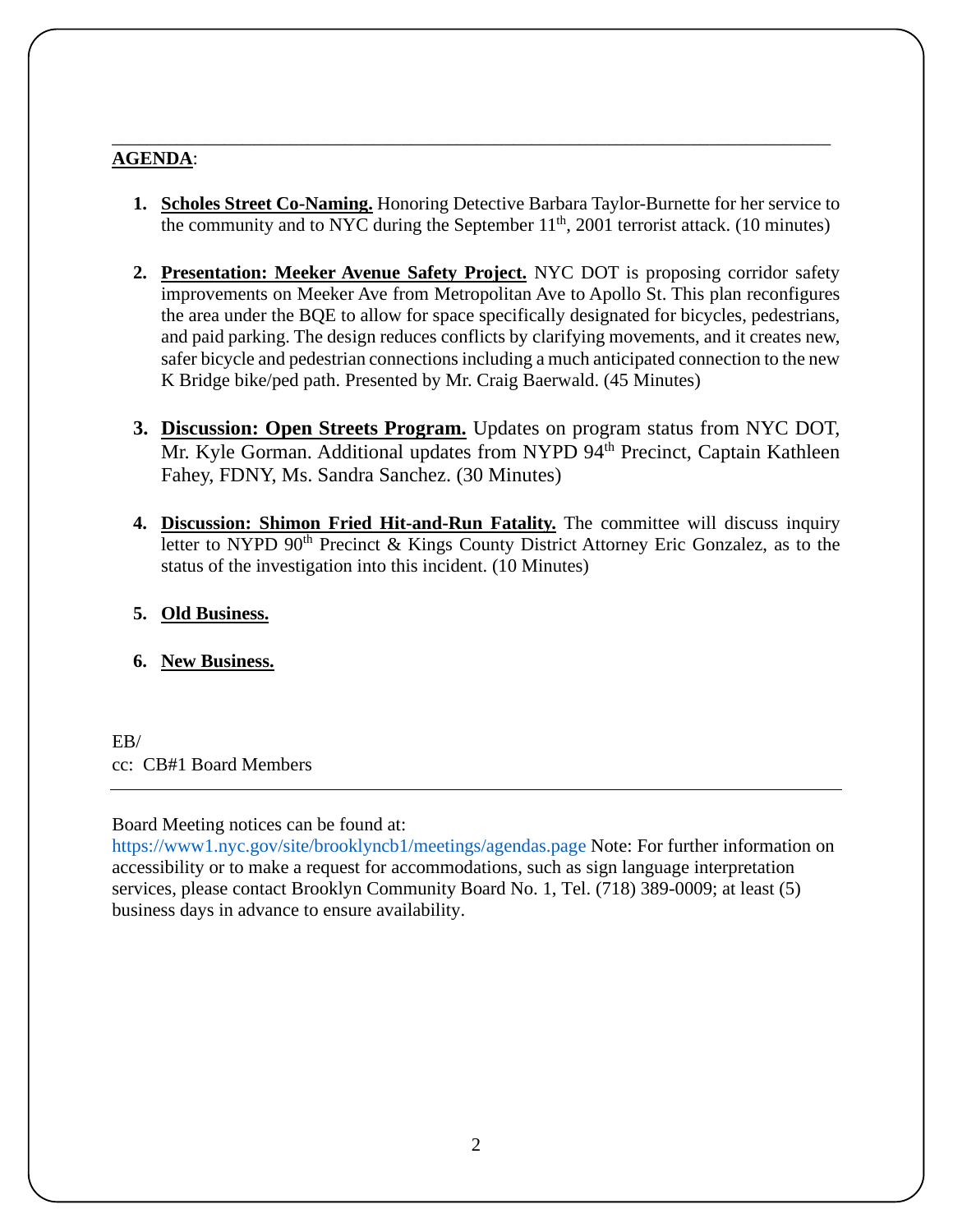---

**AGENDA**:

1. **Scholes Street Co-Naming.** Honoring Detective Barbara Taylor-Burnette for her service to the community and to NYC during the September 11th, 2001 terrorist attack. (10 minutes)

2. **Presentation: Meeker Avenue Safety Project.** NYC DOT is proposing corridor safety improvements on Meeker Ave from Metropolitan Ave to Apollo St. This plan reconfigures the area under the BQE to allow for space specifically designated for bicycles, pedestrians, and paid parking. The design reduces conflicts by clarifying movements, and it creates new, safer bicycle and pedestrian connections including a much anticipated connection to the new K Bridge bike/ped path. Presented by Mr. Craig Baerwald. (45 Minutes)

3. **Discussion: Open Streets Program.** Updates on program status from NYC DOT, Mr. Kyle Gorman. Additional updates from NYPD 94th Precinct, Captain Kathleen Fahey, FDNY, Ms. Sandra Sanchez. (30 Minutes)

4. **Discussion: Shimon Fried Hit-and-Run Fatality.** The committee will discuss inquiry letter to NYPD 90th Precinct & Kings County District Attorney Eric Gonzalez, as to the status of the investigation into this incident. (10 Minutes)

5. **Old Business.**

6. **New Business.**

EB/
cc: CB#1 Board Members

---

Board Meeting notices can be found at:
https://www1.nyc.gov/site/brooklyncb1/meetings/agendas.page Note: For further information on accessibility or to make a request for accommodations, such as sign language interpretation services, please contact Brooklyn Community Board No. 1, Tel. (718) 389-0009; at least (5) business days in advance to ensure availability.